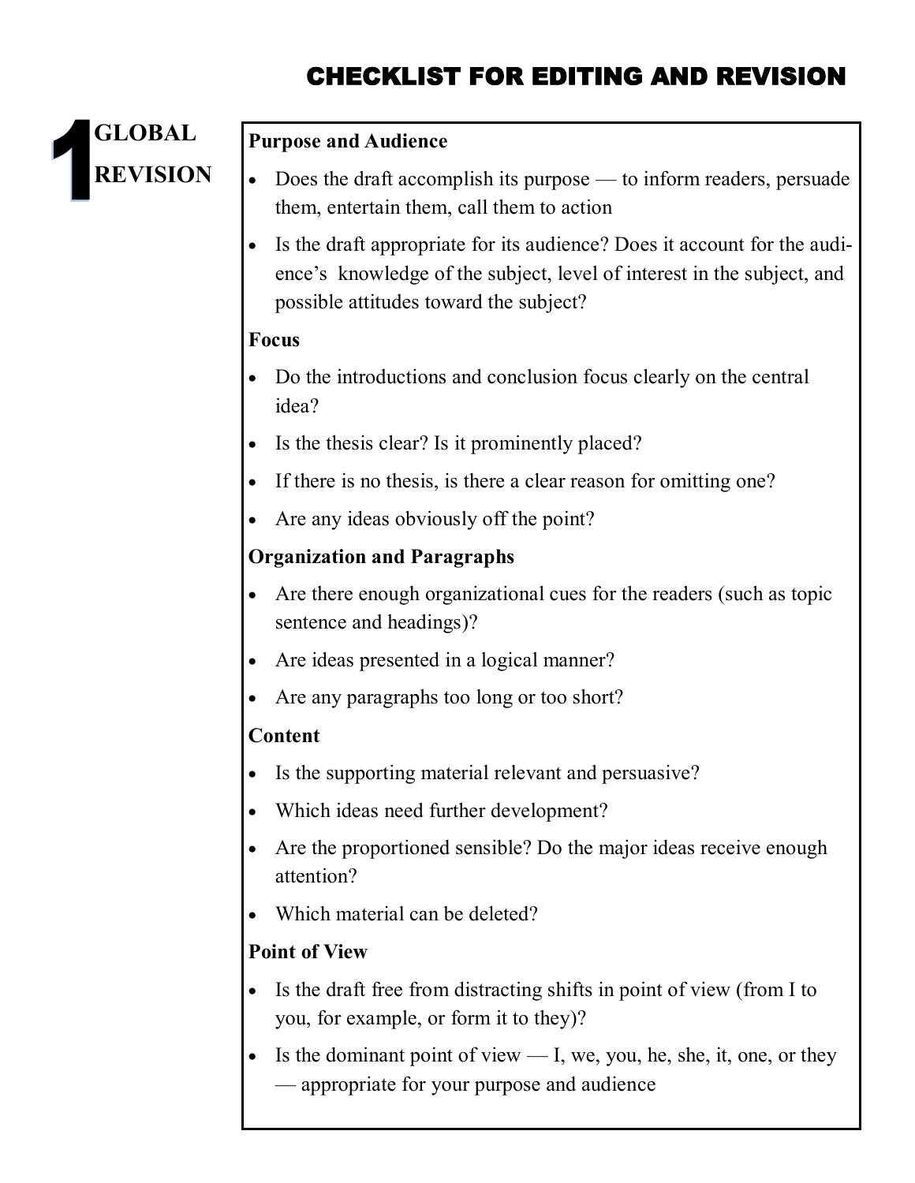# CHECKLIST FOR EDITING AND REVISION

## 1 GLOBAL REVISION

### Purpose and Audience

- Does the draft accomplish its purpose — to inform readers, persuade them, entertain them, call them to action
- Is the draft appropriate for its audience? Does it account for the audience's knowledge of the subject, level of interest in the subject, and possible attitudes toward the subject?

### Focus

- Do the introductions and conclusion focus clearly on the central idea?
- Is the thesis clear? Is it prominently placed?
- If there is no thesis, is there a clear reason for omitting one?
- Are any ideas obviously off the point?

### Organization and Paragraphs

- Are there enough organizational cues for the readers (such as topic sentence and headings)?
- Are ideas presented in a logical manner?
- Are any paragraphs too long or too short?

### Content

- Is the supporting material relevant and persuasive?
- Which ideas need further development?
- Are the proportioned sensible? Do the major ideas receive enough attention?
- Which material can be deleted?

### Point of View

- Is the draft free from distracting shifts in point of view (from I to you, for example, or form it to they)?
- Is the dominant point of view — I, we, you, he, she, it, one, or they — appropriate for your purpose and audience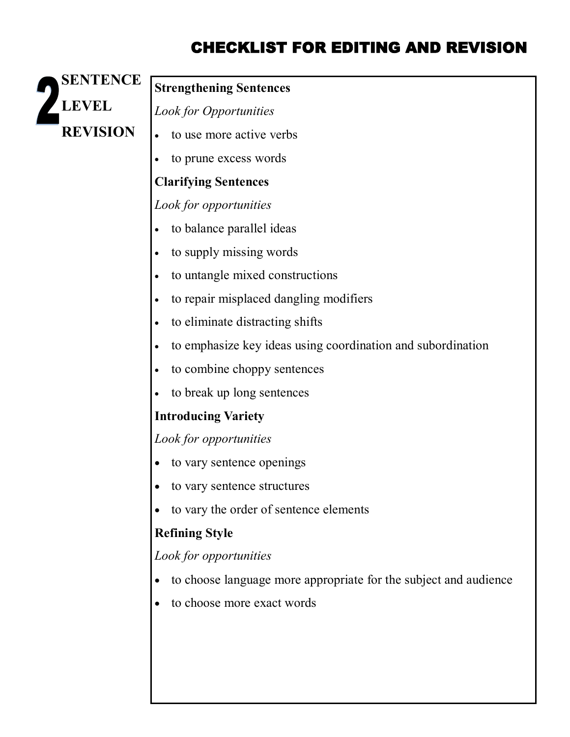# CHECKLIST FOR EDITING AND REVISION

## 2 SENTENCE LEVEL REVISION

**Strengthening Sentences**

*Look for Opportunities*

- to use more active verbs
- to prune excess words

**Clarifying Sentences**

*Look for opportunities*

- to balance parallel ideas
- to supply missing words
- to untangle mixed constructions
- to repair misplaced dangling modifiers
- to eliminate distracting shifts
- to emphasize key ideas using coordination and subordination
- to combine choppy sentences
- to break up long sentences

**Introducing Variety**

*Look for opportunities*

- to vary sentence openings
- to vary sentence structures
- to vary the order of sentence elements

**Refining Style**

*Look for opportunities*

- to choose language more appropriate for the subject and audience
- to choose more exact words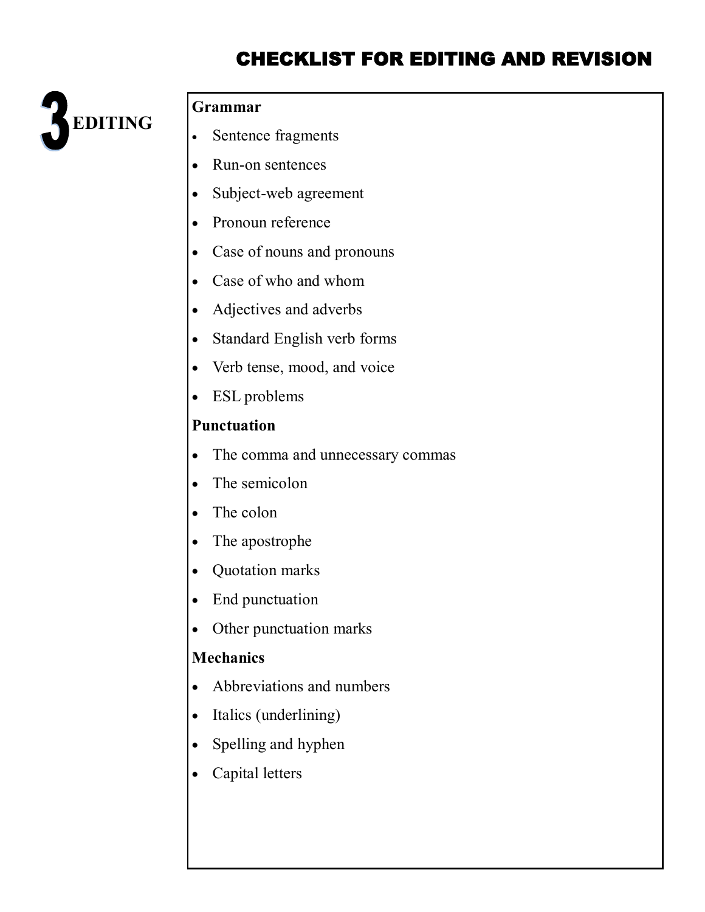# CHECKLIST FOR EDITING AND REVISION

## 3 EDITING

**Grammar**

- Sentence fragments
- Run-on sentences
- Subject-web agreement
- Pronoun reference
- Case of nouns and pronouns
- Case of who and whom
- Adjectives and adverbs
- Standard English verb forms
- Verb tense, mood, and voice
- ESL problems

**Punctuation**

- The comma and unnecessary commas
- The semicolon
- The colon
- The apostrophe
- Quotation marks
- End punctuation
- Other punctuation marks

**Mechanics**

- Abbreviations and numbers
- Italics (underlining)
- Spelling and hyphen
- Capital letters